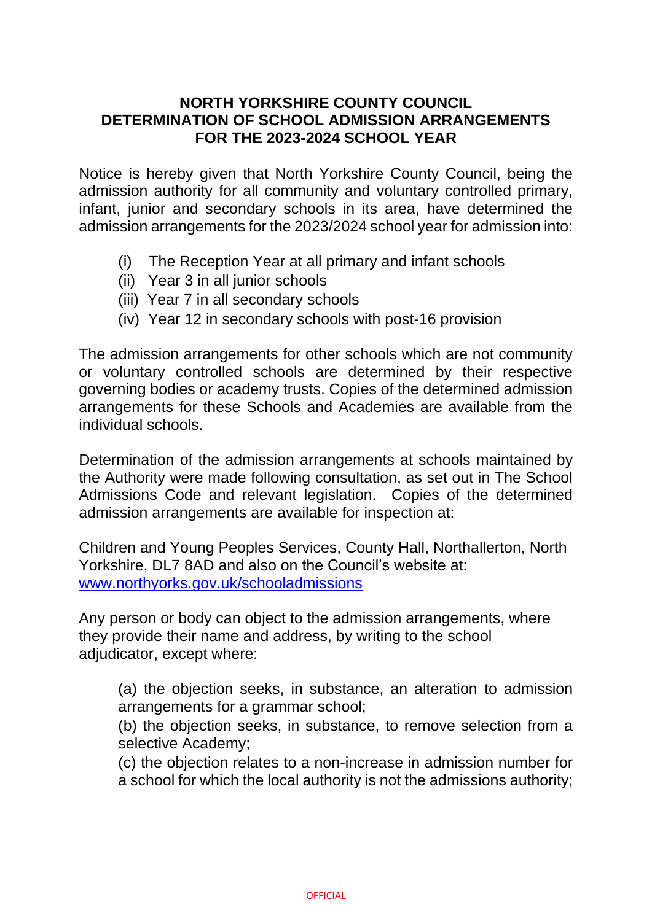# NORTH YORKSHIRE COUNTY COUNCIL
# DETERMINATION OF SCHOOL ADMISSION ARRANGEMENTS FOR THE 2023-2024 SCHOOL YEAR

Notice is hereby given that North Yorkshire County Council, being the admission authority for all community and voluntary controlled primary, infant, junior and secondary schools in its area, have determined the admission arrangements for the 2023/2024 school year for admission into:

(i) The Reception Year at all primary and infant schools
(ii) Year 3 in all junior schools
(iii) Year 7 in all secondary schools
(iv) Year 12 in secondary schools with post-16 provision

The admission arrangements for other schools which are not community or voluntary controlled schools are determined by their respective governing bodies or academy trusts. Copies of the determined admission arrangements for these Schools and Academies are available from the individual schools.

Determination of the admission arrangements at schools maintained by the Authority were made following consultation, as set out in The School Admissions Code and relevant legislation. Copies of the determined admission arrangements are available for inspection at:

Children and Young Peoples Services, County Hall, Northallerton, North Yorkshire, DL7 8AD and also on the Council's website at: www.northyorks.gov.uk/schooladmissions

Any person or body can object to the admission arrangements, where they provide their name and address, by writing to the school adjudicator, except where:

(a) the objection seeks, in substance, an alteration to admission arrangements for a grammar school;
(b) the objection seeks, in substance, to remove selection from a selective Academy;
(c) the objection relates to a non-increase in admission number for a school for which the local authority is not the admissions authority;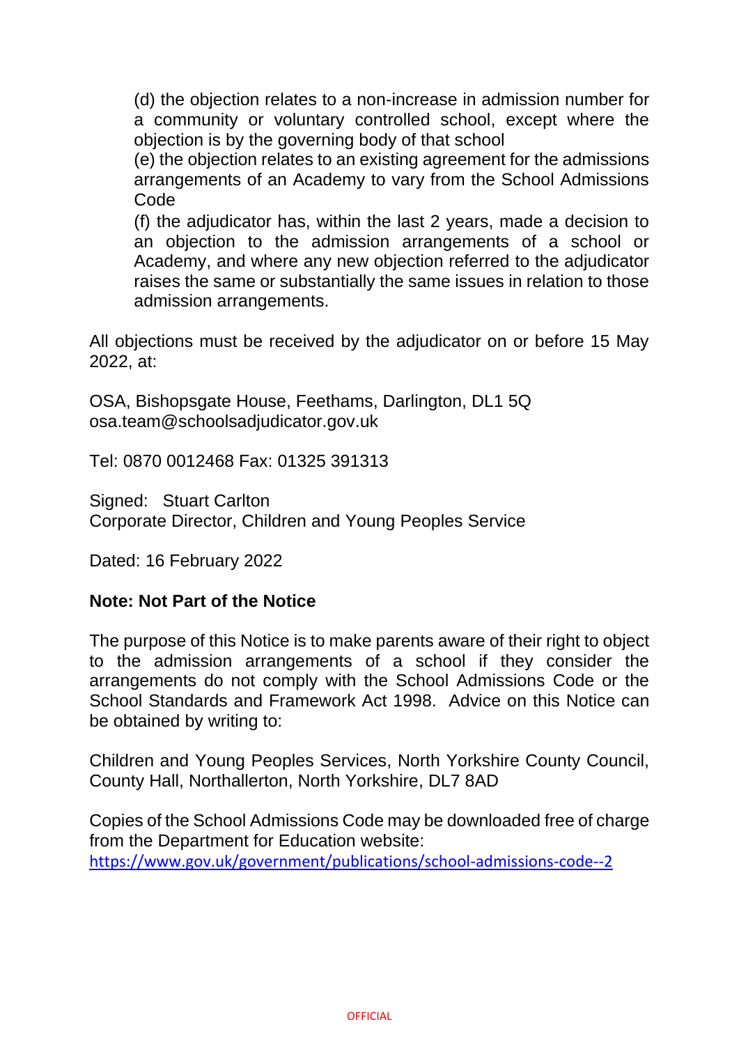(d) the objection relates to a non-increase in admission number for a community or voluntary controlled school, except where the objection is by the governing body of that school

(e) the objection relates to an existing agreement for the admissions arrangements of an Academy to vary from the School Admissions Code

(f) the adjudicator has, within the last 2 years, made a decision to an objection to the admission arrangements of a school or Academy, and where any new objection referred to the adjudicator raises the same or substantially the same issues in relation to those admission arrangements.

All objections must be received by the adjudicator on or before 15 May 2022, at:

OSA, Bishopsgate House, Feethams, Darlington, DL1 5Q
osa.team@schoolsadjudicator.gov.uk

Tel: 0870 0012468 Fax: 01325 391313

Signed: Stuart Carlton
Corporate Director, Children and Young Peoples Service

Dated: 16 February 2022

**Note: Not Part of the Notice**

The purpose of this Notice is to make parents aware of their right to object to the admission arrangements of a school if they consider the arrangements do not comply with the School Admissions Code or the School Standards and Framework Act 1998. Advice on this Notice can be obtained by writing to:

Children and Young Peoples Services, North Yorkshire County Council, County Hall, Northallerton, North Yorkshire, DL7 8AD

Copies of the School Admissions Code may be downloaded free of charge from the Department for Education website:
https://www.gov.uk/government/publications/school-admissions-code--2

OFFICIAL